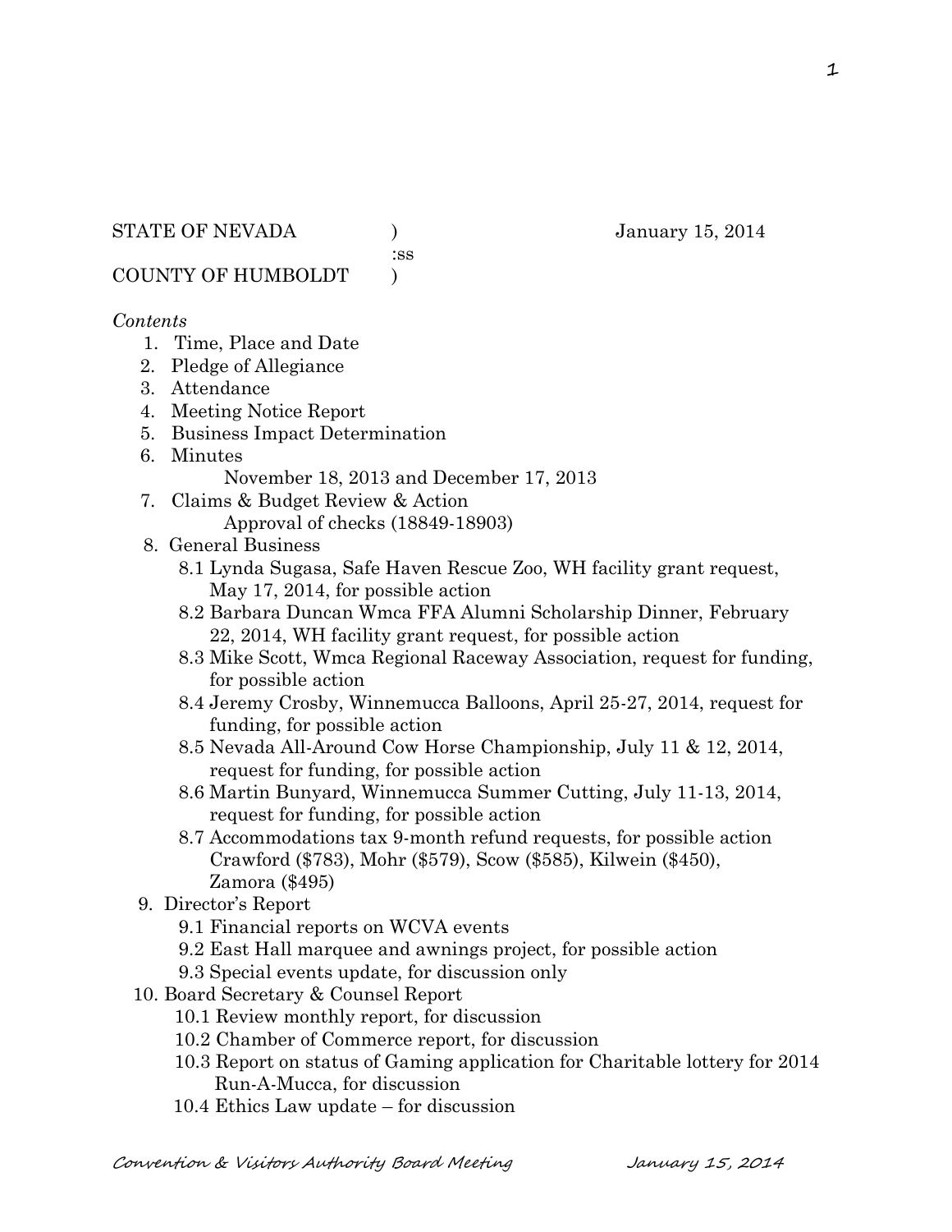STATE OF NEVADA ) January 15, 2014
:ss
COUNTY OF HUMBOLDT )

*Contents*

1. Time, Place and Date
2. Pledge of Allegiance
3. Attendance
4. Meeting Notice Report
5. Business Impact Determination
6. Minutes
   November 18, 2013 and December 17, 2013
7. Claims & Budget Review & Action
   Approval of checks (18849-18903)
8. General Business
   - 8.1 Lynda Sugasa, Safe Haven Rescue Zoo, WH facility grant request, May 17, 2014, for possible action
   - 8.2 Barbara Duncan Wmca FFA Alumni Scholarship Dinner, February 22, 2014, WH facility grant request, for possible action
   - 8.3 Mike Scott, Wmca Regional Raceway Association, request for funding, for possible action
   - 8.4 Jeremy Crosby, Winnemucca Balloons, April 25-27, 2014, request for funding, for possible action
   - 8.5 Nevada All-Around Cow Horse Championship, July 11 & 12, 2014, request for funding, for possible action
   - 8.6 Martin Bunyard, Winnemucca Summer Cutting, July 11-13, 2014, request for funding, for possible action
   - 8.7 Accommodations tax 9-month refund requests, for possible action Crawford ($783), Mohr ($579), Scow ($585), Kilwein ($450), Zamora ($495)
9. Director's Report
   - 9.1 Financial reports on WCVA events
   - 9.2 East Hall marquee and awnings project, for possible action
   - 9.3 Special events update, for discussion only
10. Board Secretary & Counsel Report
    - 10.1 Review monthly report, for discussion
    - 10.2 Chamber of Commerce report, for discussion
    - 10.3 Report on status of Gaming application for Charitable lottery for 2014 Run-A-Mucca, for discussion
    - 10.4 Ethics Law update – for discussion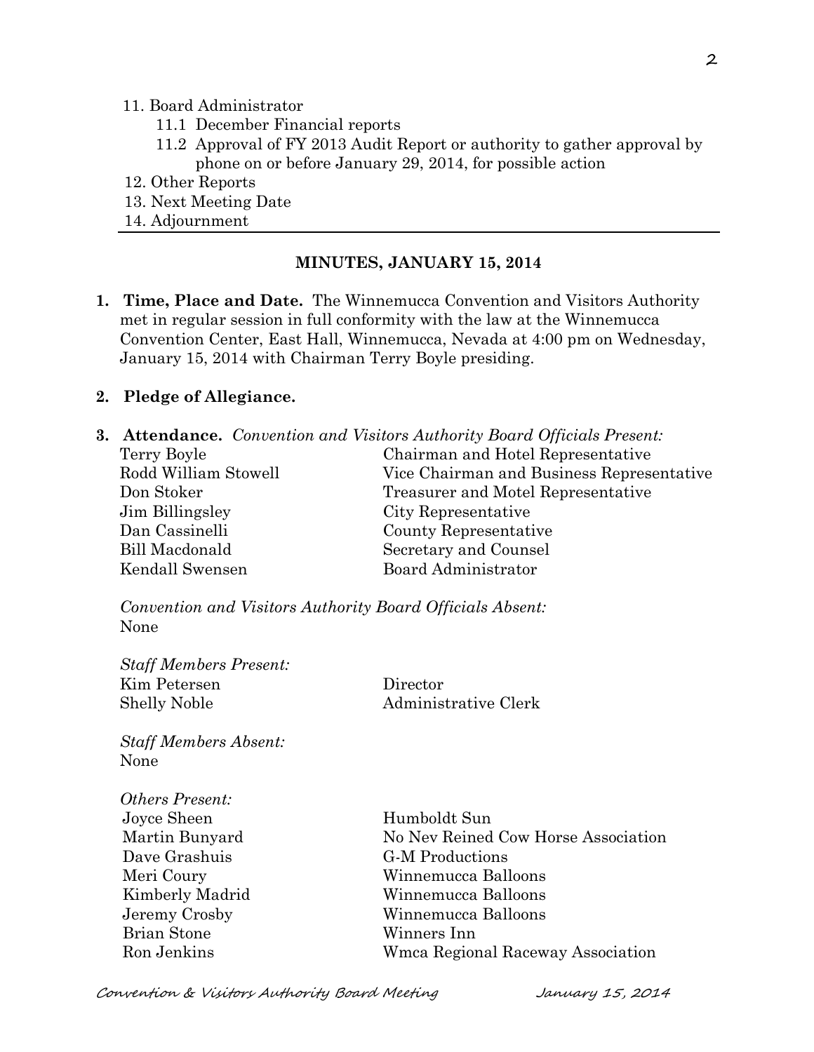11. Board Administrator
    - 11.1 December Financial reports
    - 11.2 Approval of FY 2013 Audit Report or authority to gather approval by phone on or before January 29, 2014, for possible action
12. Other Reports
13. Next Meeting Date
14. Adjournment

---

## MINUTES, JANUARY 15, 2014

1. **Time, Place and Date.** The Winnemucca Convention and Visitors Authority met in regular session in full conformity with the law at the Winnemucca Convention Center, East Hall, Winnemucca, Nevada at 4:00 pm on Wednesday, January 15, 2014 with Chairman Terry Boyle presiding.

2. **Pledge of Allegiance.**

3. **Attendance.** *Convention and Visitors Authority Board Officials Present:*

| | |
|---|---|
| Terry Boyle | Chairman and Hotel Representative |
| Rodd William Stowell | Vice Chairman and Business Representative |
| Don Stoker | Treasurer and Motel Representative |
| Jim Billingsley | City Representative |
| Dan Cassinelli | County Representative |
| Bill Macdonald | Secretary and Counsel |
| Kendall Swensen | Board Administrator |

*Convention and Visitors Authority Board Officials Absent:*
None

*Staff Members Present:*

| | |
|---|---|
| Kim Petersen | Director |
| Shelly Noble | Administrative Clerk |

*Staff Members Absent:*
None

*Others Present:*

| | |
|---|---|
| Joyce Sheen | Humboldt Sun |
| Martin Bunyard | No Nev Reined Cow Horse Association |
| Dave Grashuis | G-M Productions |
| Meri Coury | Winnemucca Balloons |
| Kimberly Madrid | Winnemucca Balloons |
| Jeremy Crosby | Winnemucca Balloons |
| Brian Stone | Winners Inn |
| Ron Jenkins | Wmca Regional Raceway Association |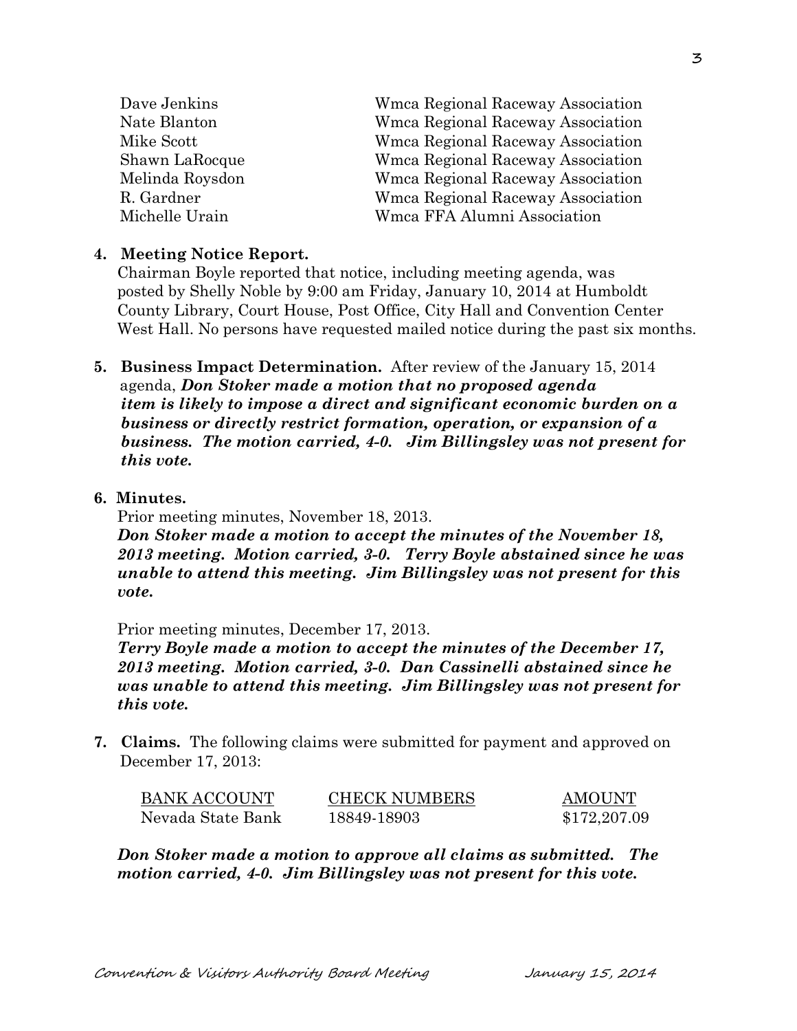| | |
|---|---|
| Dave Jenkins | Wmca Regional Raceway Association |
| Nate Blanton | Wmca Regional Raceway Association |
| Mike Scott | Wmca Regional Raceway Association |
| Shawn LaRocque | Wmca Regional Raceway Association |
| Melinda Roysdon | Wmca Regional Raceway Association |
| R. Gardner | Wmca Regional Raceway Association |
| Michelle Urain | Wmca FFA Alumni Association |

**4. Meeting Notice Report.**

Chairman Boyle reported that notice, including meeting agenda, was posted by Shelly Noble by 9:00 am Friday, January 10, 2014 at Humboldt County Library, Court House, Post Office, City Hall and Convention Center West Hall. No persons have requested mailed notice during the past six months.

**5. Business Impact Determination.** After review of the January 15, 2014 agenda, ***Don Stoker made a motion that no proposed agenda item is likely to impose a direct and significant economic burden on a business or directly restrict formation, operation, or expansion of a business. The motion carried, 4-0. Jim Billingsley was not present for this vote.***

**6. Minutes.**

Prior meeting minutes, November 18, 2013.

***Don Stoker made a motion to accept the minutes of the November 18, 2013 meeting. Motion carried, 3-0. Terry Boyle abstained since he was unable to attend this meeting. Jim Billingsley was not present for this vote.***

Prior meeting minutes, December 17, 2013.

***Terry Boyle made a motion to accept the minutes of the December 17, 2013 meeting. Motion carried, 3-0. Dan Cassinelli abstained since he was unable to attend this meeting. Jim Billingsley was not present for this vote.***

**7. Claims.** The following claims were submitted for payment and approved on December 17, 2013:

| BANK ACCOUNT | CHECK NUMBERS | AMOUNT |
|---|---|---|
| Nevada State Bank | 18849-18903 | $172,207.09 |

***Don Stoker made a motion to approve all claims as submitted. The motion carried, 4-0. Jim Billingsley was not present for this vote.***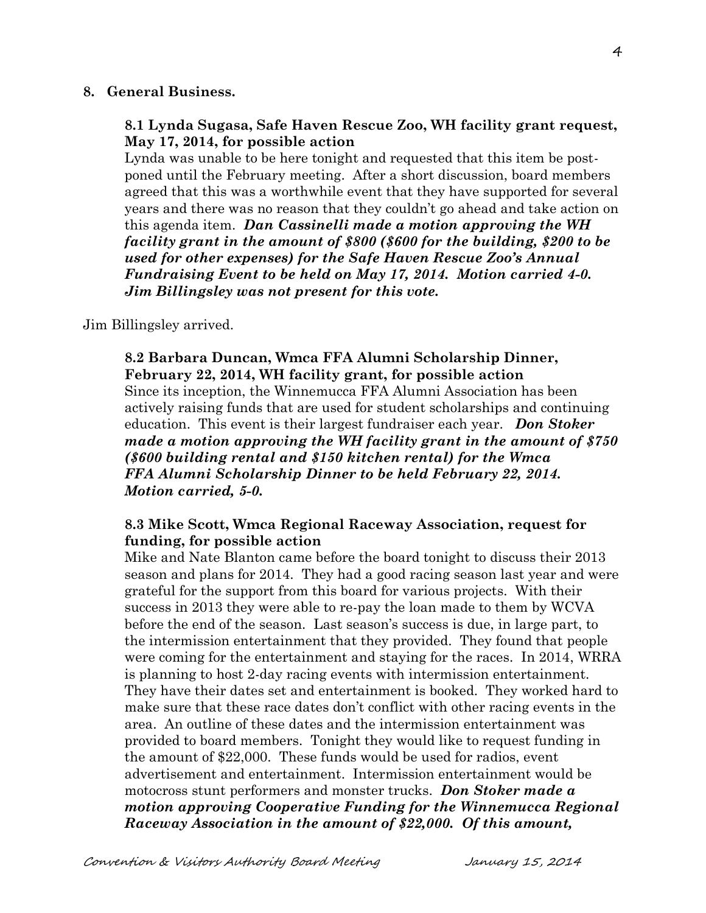## 8. General Business.

### 8.1 Lynda Sugasa, Safe Haven Rescue Zoo, WH facility grant request, May 17, 2014, for possible action

Lynda was unable to be here tonight and requested that this item be postponed until the February meeting. After a short discussion, board members agreed that this was a worthwhile event that they have supported for several years and there was no reason that they couldn't go ahead and take action on this agenda item. ***Dan Cassinelli made a motion approving the WH facility grant in the amount of $800 ($600 for the building, $200 to be used for other expenses) for the Safe Haven Rescue Zoo's Annual Fundraising Event to be held on May 17, 2014. Motion carried 4-0. Jim Billingsley was not present for this vote.***

Jim Billingsley arrived.

### 8.2 Barbara Duncan, Wmca FFA Alumni Scholarship Dinner, February 22, 2014, WH facility grant, for possible action

Since its inception, the Winnemucca FFA Alumni Association has been actively raising funds that are used for student scholarships and continuing education. This event is their largest fundraiser each year. ***Don Stoker made a motion approving the WH facility grant in the amount of $750 ($600 building rental and $150 kitchen rental) for the Wmca FFA Alumni Scholarship Dinner to be held February 22, 2014. Motion carried, 5-0.***

### 8.3 Mike Scott, Wmca Regional Raceway Association, request for funding, for possible action

Mike and Nate Blanton came before the board tonight to discuss their 2013 season and plans for 2014. They had a good racing season last year and were grateful for the support from this board for various projects. With their success in 2013 they were able to re-pay the loan made to them by WCVA before the end of the season. Last season's success is due, in large part, to the intermission entertainment that they provided. They found that people were coming for the entertainment and staying for the races. In 2014, WRRA is planning to host 2-day racing events with intermission entertainment. They have their dates set and entertainment is booked. They worked hard to make sure that these race dates don't conflict with other racing events in the area. An outline of these dates and the intermission entertainment was provided to board members. Tonight they would like to request funding in the amount of $22,000. These funds would be used for radios, event advertisement and entertainment. Intermission entertainment would be motocross stunt performers and monster trucks. ***Don Stoker made a motion approving Cooperative Funding for the Winnemucca Regional Raceway Association in the amount of $22,000. Of this amount,***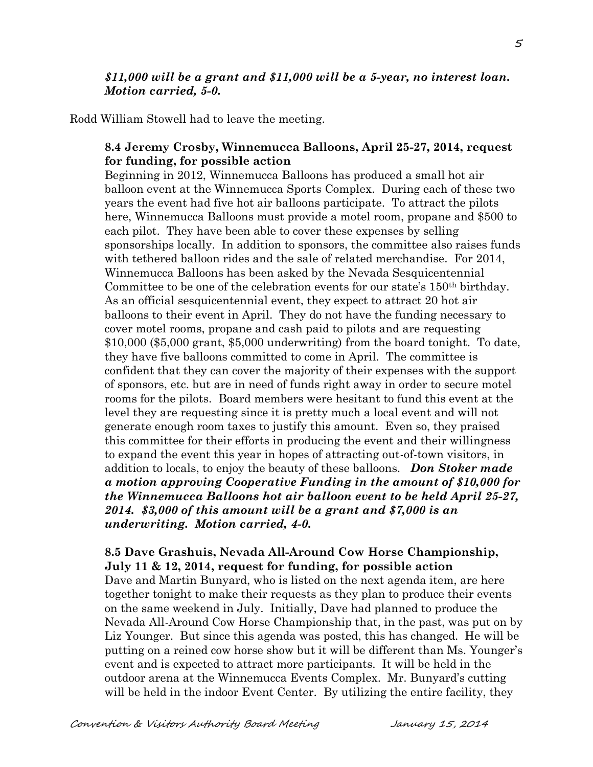***$11,000 will be a grant and $11,000 will be a 5-year, no interest loan. Motion carried, 5-0.***

Rodd William Stowell had to leave the meeting.

**8.4 Jeremy Crosby, Winnemucca Balloons, April 25-27, 2014, request for funding, for possible action**

Beginning in 2012, Winnemucca Balloons has produced a small hot air balloon event at the Winnemucca Sports Complex. During each of these two years the event had five hot air balloons participate. To attract the pilots here, Winnemucca Balloons must provide a motel room, propane and $500 to each pilot. They have been able to cover these expenses by selling sponsorships locally. In addition to sponsors, the committee also raises funds with tethered balloon rides and the sale of related merchandise. For 2014, Winnemucca Balloons has been asked by the Nevada Sesquicentennial Committee to be one of the celebration events for our state's 150th birthday. As an official sesquicentennial event, they expect to attract 20 hot air balloons to their event in April. They do not have the funding necessary to cover motel rooms, propane and cash paid to pilots and are requesting $10,000 ($5,000 grant, $5,000 underwriting) from the board tonight. To date, they have five balloons committed to come in April. The committee is confident that they can cover the majority of their expenses with the support of sponsors, etc. but are in need of funds right away in order to secure motel rooms for the pilots. Board members were hesitant to fund this event at the level they are requesting since it is pretty much a local event and will not generate enough room taxes to justify this amount. Even so, they praised this committee for their efforts in producing the event and their willingness to expand the event this year in hopes of attracting out-of-town visitors, in addition to locals, to enjoy the beauty of these balloons. ***Don Stoker made a motion approving Cooperative Funding in the amount of $10,000 for the Winnemucca Balloons hot air balloon event to be held April 25-27, 2014. $3,000 of this amount will be a grant and $7,000 is an underwriting. Motion carried, 4-0.***

**8.5 Dave Grashuis, Nevada All-Around Cow Horse Championship, July 11 & 12, 2014, request for funding, for possible action**

Dave and Martin Bunyard, who is listed on the next agenda item, are here together tonight to make their requests as they plan to produce their events on the same weekend in July. Initially, Dave had planned to produce the Nevada All-Around Cow Horse Championship that, in the past, was put on by Liz Younger. But since this agenda was posted, this has changed. He will be putting on a reined cow horse show but it will be different than Ms. Younger's event and is expected to attract more participants. It will be held in the outdoor arena at the Winnemucca Events Complex. Mr. Bunyard's cutting will be held in the indoor Event Center. By utilizing the entire facility, they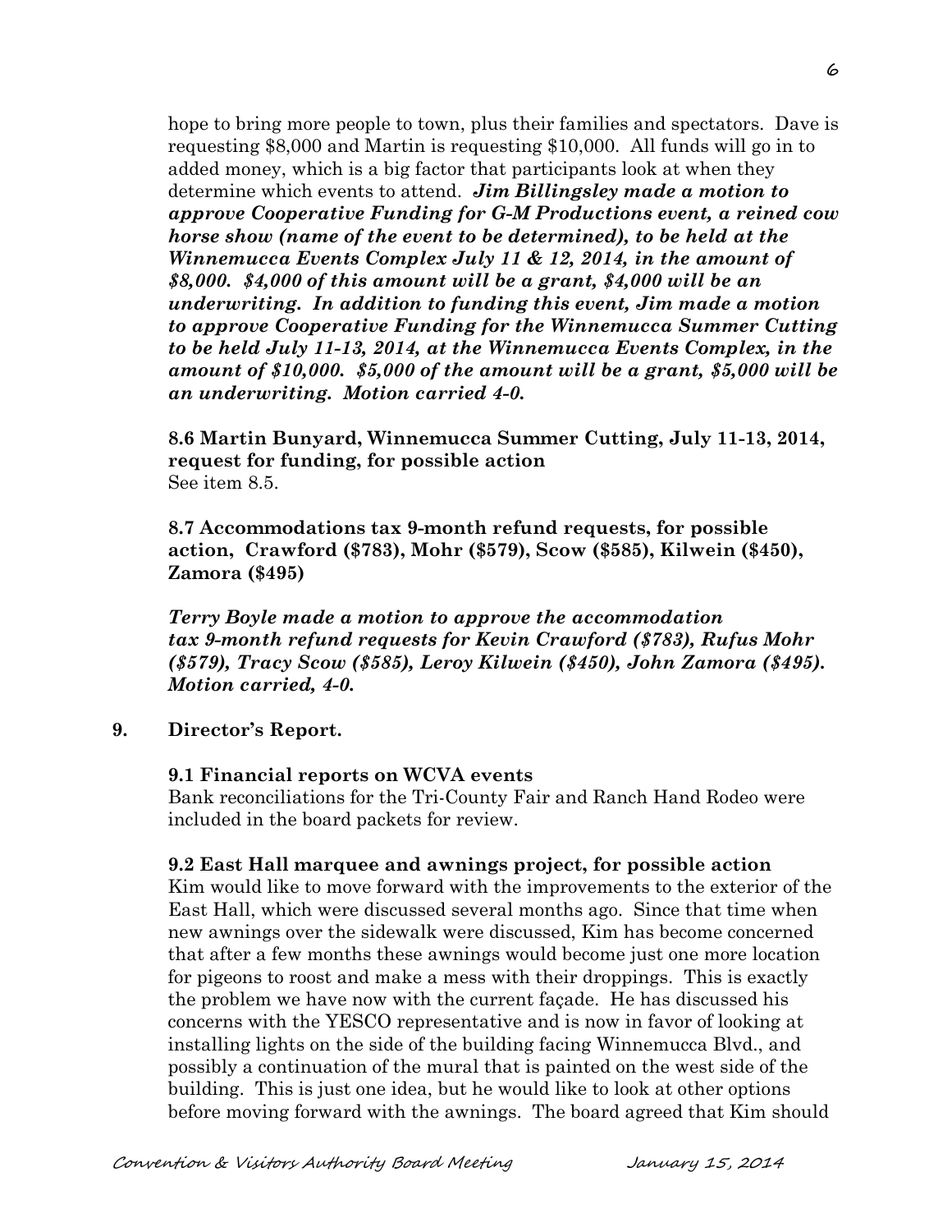hope to bring more people to town, plus their families and spectators. Dave is requesting $8,000 and Martin is requesting $10,000. All funds will go in to added money, which is a big factor that participants look at when they determine which events to attend. ***Jim Billingsley made a motion to approve Cooperative Funding for G-M Productions event, a reined cow horse show (name of the event to be determined), to be held at the Winnemucca Events Complex July 11 & 12, 2014, in the amount of $8,000. $4,000 of this amount will be a grant, $4,000 will be an underwriting. In addition to funding this event, Jim made a motion to approve Cooperative Funding for the Winnemucca Summer Cutting to be held July 11-13, 2014, at the Winnemucca Events Complex, in the amount of $10,000. $5,000 of the amount will be a grant, $5,000 will be an underwriting. Motion carried 4-0.***

**8.6 Martin Bunyard, Winnemucca Summer Cutting, July 11-13, 2014, request for funding, for possible action**
See item 8.5.

**8.7 Accommodations tax 9-month refund requests, for possible action, Crawford ($783), Mohr ($579), Scow ($585), Kilwein ($450), Zamora ($495)**

***Terry Boyle made a motion to approve the accommodation tax 9-month refund requests for Kevin Crawford ($783), Rufus Mohr ($579), Tracy Scow ($585), Leroy Kilwein ($450), John Zamora ($495). Motion carried, 4-0.***

**9. Director's Report.**

**9.1 Financial reports on WCVA events**
Bank reconciliations for the Tri-County Fair and Ranch Hand Rodeo were included in the board packets for review.

**9.2 East Hall marquee and awnings project, for possible action**
Kim would like to move forward with the improvements to the exterior of the East Hall, which were discussed several months ago. Since that time when new awnings over the sidewalk were discussed, Kim has become concerned that after a few months these awnings would become just one more location for pigeons to roost and make a mess with their droppings. This is exactly the problem we have now with the current façade. He has discussed his concerns with the YESCO representative and is now in favor of looking at installing lights on the side of the building facing Winnemucca Blvd., and possibly a continuation of the mural that is painted on the west side of the building. This is just one idea, but he would like to look at other options before moving forward with the awnings. The board agreed that Kim should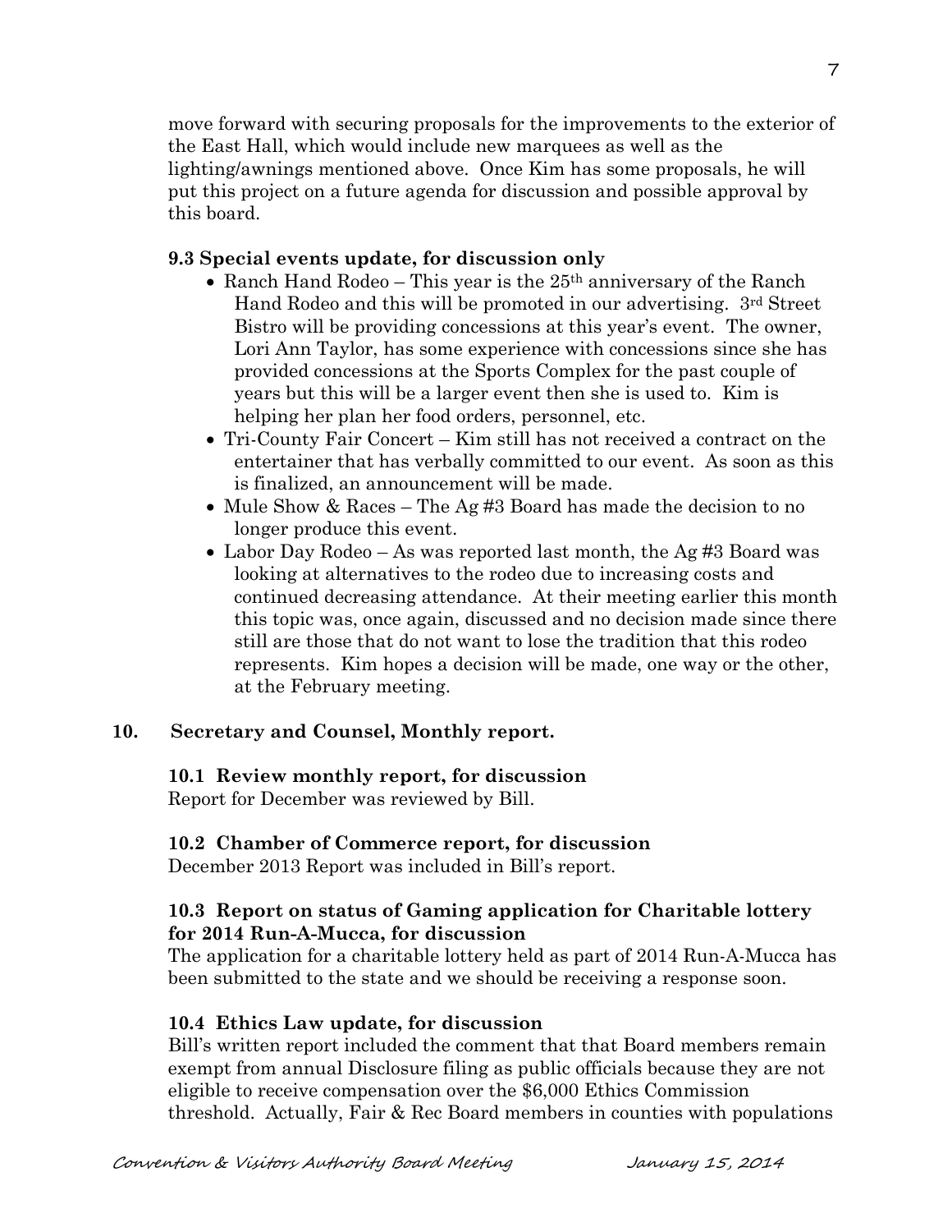move forward with securing proposals for the improvements to the exterior of the East Hall, which would include new marquees as well as the lighting/awnings mentioned above. Once Kim has some proposals, he will put this project on a future agenda for discussion and possible approval by this board.

**9.3 Special events update, for discussion only**

- Ranch Hand Rodeo – This year is the 25th anniversary of the Ranch Hand Rodeo and this will be promoted in our advertising. 3rd Street Bistro will be providing concessions at this year's event. The owner, Lori Ann Taylor, has some experience with concessions since she has provided concessions at the Sports Complex for the past couple of years but this will be a larger event then she is used to. Kim is helping her plan her food orders, personnel, etc.
- Tri-County Fair Concert – Kim still has not received a contract on the entertainer that has verbally committed to our event. As soon as this is finalized, an announcement will be made.
- Mule Show & Races – The Ag #3 Board has made the decision to no longer produce this event.
- Labor Day Rodeo – As was reported last month, the Ag #3 Board was looking at alternatives to the rodeo due to increasing costs and continued decreasing attendance. At their meeting earlier this month this topic was, once again, discussed and no decision made since there still are those that do not want to lose the tradition that this rodeo represents. Kim hopes a decision will be made, one way or the other, at the February meeting.

**10. Secretary and Counsel, Monthly report.**

**10.1 Review monthly report, for discussion**
Report for December was reviewed by Bill.

**10.2 Chamber of Commerce report, for discussion**
December 2013 Report was included in Bill's report.

**10.3 Report on status of Gaming application for Charitable lottery for 2014 Run-A-Mucca, for discussion**
The application for a charitable lottery held as part of 2014 Run-A-Mucca has been submitted to the state and we should be receiving a response soon.

**10.4 Ethics Law update, for discussion**
Bill's written report included the comment that that Board members remain exempt from annual Disclosure filing as public officials because they are not eligible to receive compensation over the $6,000 Ethics Commission threshold. Actually, Fair & Rec Board members in counties with populations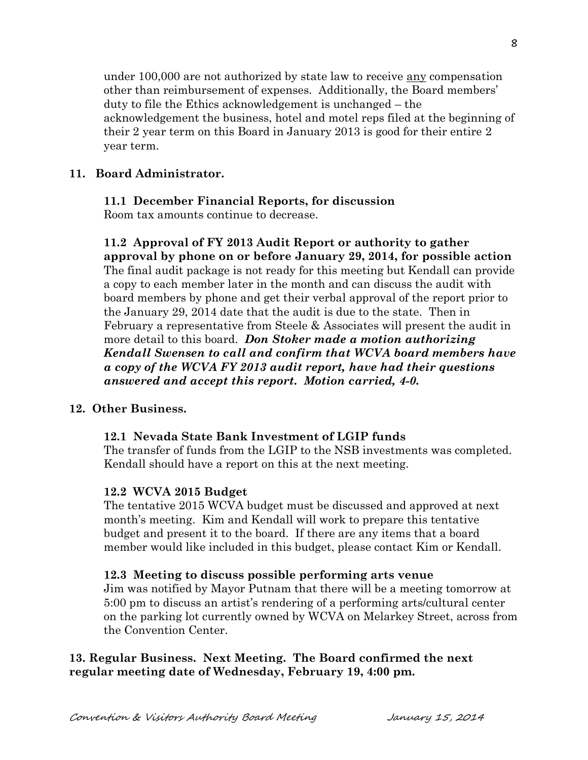under 100,000 are not authorized by state law to receive any compensation other than reimbursement of expenses. Additionally, the Board members' duty to file the Ethics acknowledgement is unchanged – the acknowledgement the business, hotel and motel reps filed at the beginning of their 2 year term on this Board in January 2013 is good for their entire 2 year term.

**11. Board Administrator.**

**11.1 December Financial Reports, for discussion**
Room tax amounts continue to decrease.

**11.2 Approval of FY 2013 Audit Report or authority to gather approval by phone on or before January 29, 2014, for possible action**
The final audit package is not ready for this meeting but Kendall can provide a copy to each member later in the month and can discuss the audit with board members by phone and get their verbal approval of the report prior to the January 29, 2014 date that the audit is due to the state. Then in February a representative from Steele & Associates will present the audit in more detail to this board. ***Don Stoker made a motion authorizing Kendall Swensen to call and confirm that WCVA board members have a copy of the WCVA FY 2013 audit report, have had their questions answered and accept this report. Motion carried, 4-0.***

**12. Other Business.**

**12.1 Nevada State Bank Investment of LGIP funds**
The transfer of funds from the LGIP to the NSB investments was completed. Kendall should have a report on this at the next meeting.

**12.2 WCVA 2015 Budget**
The tentative 2015 WCVA budget must be discussed and approved at next month's meeting. Kim and Kendall will work to prepare this tentative budget and present it to the board. If there are any items that a board member would like included in this budget, please contact Kim or Kendall.

**12.3 Meeting to discuss possible performing arts venue**
Jim was notified by Mayor Putnam that there will be a meeting tomorrow at 5:00 pm to discuss an artist's rendering of a performing arts/cultural center on the parking lot currently owned by WCVA on Melarkey Street, across from the Convention Center.

**13. Regular Business. Next Meeting. The Board confirmed the next regular meeting date of Wednesday, February 19, 4:00 pm.**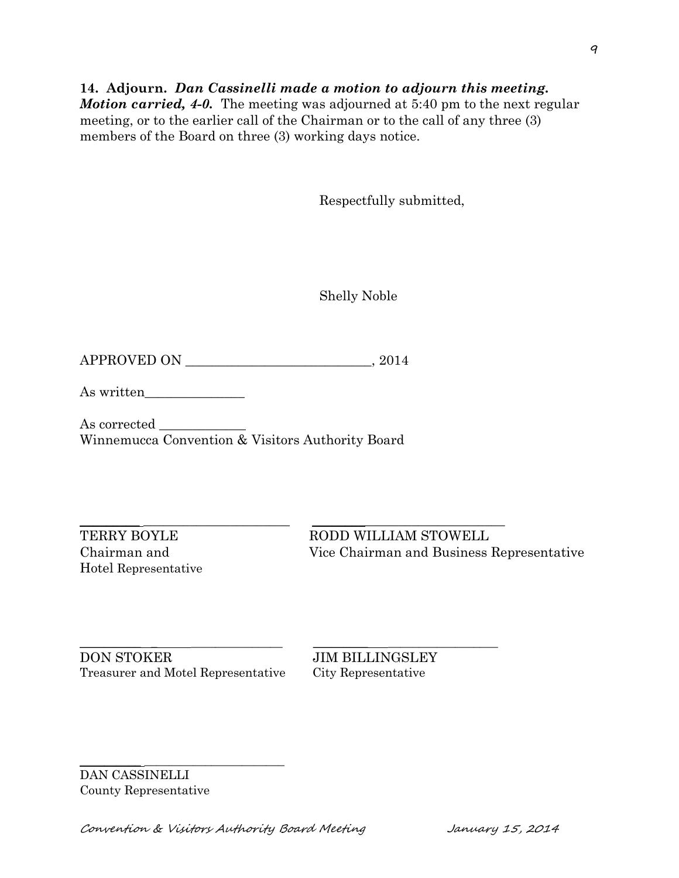**14. Adjourn.** ***Dan Cassinelli made a motion to adjourn this meeting. Motion carried, 4-0.*** The meeting was adjourned at 5:40 pm to the next regular meeting, or to the earlier call of the Chairman or to the call of any three (3) members of the Board on three (3) working days notice.

Respectfully submitted,

Shelly Noble

APPROVED ON ____________________________, 2014

As written_______________

As corrected _____________
Winnemucca Convention & Visitors Authority Board

_________________________________
TERRY BOYLE
Chairman and
Hotel Representative

_________________________________
RODD WILLIAM STOWELL
Vice Chairman and Business Representative

_________________________________
DON STOKER
Treasurer and Motel Representative

_________________________________
JIM BILLINGSLEY
City Representative

_________________________________
DAN CASSINELLI
County Representative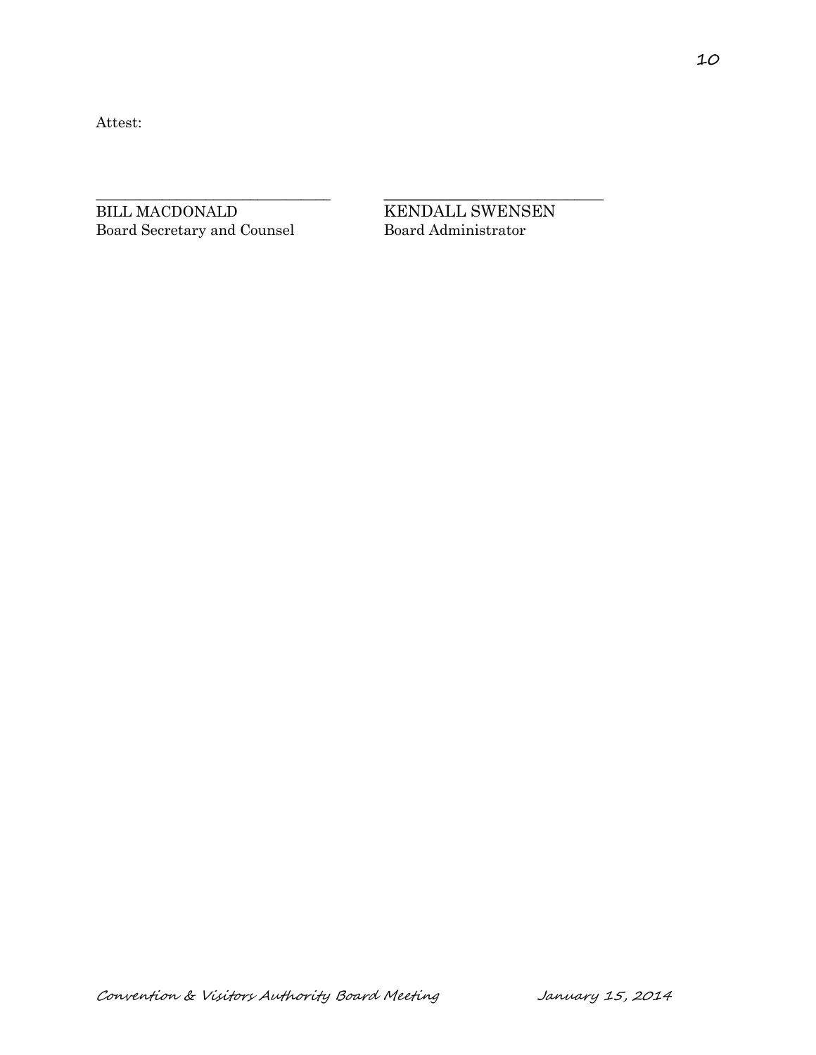Attest:

\_\_\_\_\_\_\_\_\_\_\_\_\_\_\_\_\_\_\_\_\_\_\_\_\_\_\_\_\_\_\_\_  
BILL MACDONALD  
Board Secretary and Counsel

\_\_\_\_\_\_\_\_\_\_\_\_\_\_\_\_\_\_\_\_\_\_\_\_\_\_\_\_\_\_  
KENDALL SWENSEN  
Board Administrator